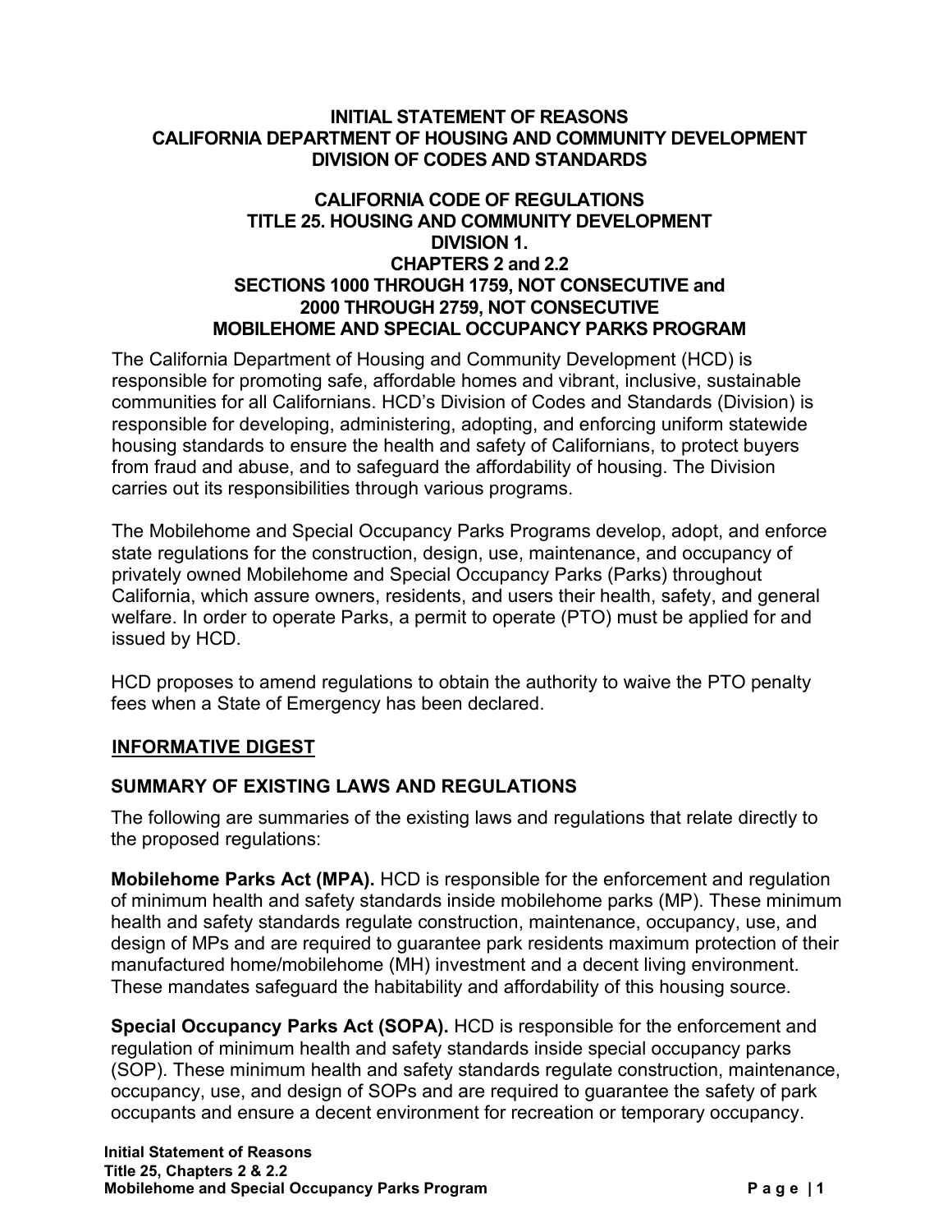# INITIAL STATEMENT OF REASONS
# CALIFORNIA DEPARTMENT OF HOUSING AND COMMUNITY DEVELOPMENT
# DIVISION OF CODES AND STANDARDS

## CALIFORNIA CODE OF REGULATIONS
## TITLE 25. HOUSING AND COMMUNITY DEVELOPMENT
## DIVISION 1.
## CHAPTERS 2 and 2.2
## SECTIONS 1000 THROUGH 1759, NOT CONSECUTIVE and 2000 THROUGH 2759, NOT CONSECUTIVE
## MOBILEHOME AND SPECIAL OCCUPANCY PARKS PROGRAM

The California Department of Housing and Community Development (HCD) is responsible for promoting safe, affordable homes and vibrant, inclusive, sustainable communities for all Californians. HCD's Division of Codes and Standards (Division) is responsible for developing, administering, adopting, and enforcing uniform statewide housing standards to ensure the health and safety of Californians, to protect buyers from fraud and abuse, and to safeguard the affordability of housing. The Division carries out its responsibilities through various programs.

The Mobilehome and Special Occupancy Parks Programs develop, adopt, and enforce state regulations for the construction, design, use, maintenance, and occupancy of privately owned Mobilehome and Special Occupancy Parks (Parks) throughout California, which assure owners, residents, and users their health, safety, and general welfare. In order to operate Parks, a permit to operate (PTO) must be applied for and issued by HCD.

HCD proposes to amend regulations to obtain the authority to waive the PTO penalty fees when a State of Emergency has been declared.

## INFORMATIVE DIGEST

### SUMMARY OF EXISTING LAWS AND REGULATIONS

The following are summaries of the existing laws and regulations that relate directly to the proposed regulations:

**Mobilehome Parks Act (MPA).** HCD is responsible for the enforcement and regulation of minimum health and safety standards inside mobilehome parks (MP). These minimum health and safety standards regulate construction, maintenance, occupancy, use, and design of MPs and are required to guarantee park residents maximum protection of their manufactured home/mobilehome (MH) investment and a decent living environment. These mandates safeguard the habitability and affordability of this housing source.

**Special Occupancy Parks Act (SOPA).** HCD is responsible for the enforcement and regulation of minimum health and safety standards inside special occupancy parks (SOP). These minimum health and safety standards regulate construction, maintenance, occupancy, use, and design of SOPs and are required to guarantee the safety of park occupants and ensure a decent environment for recreation or temporary occupancy.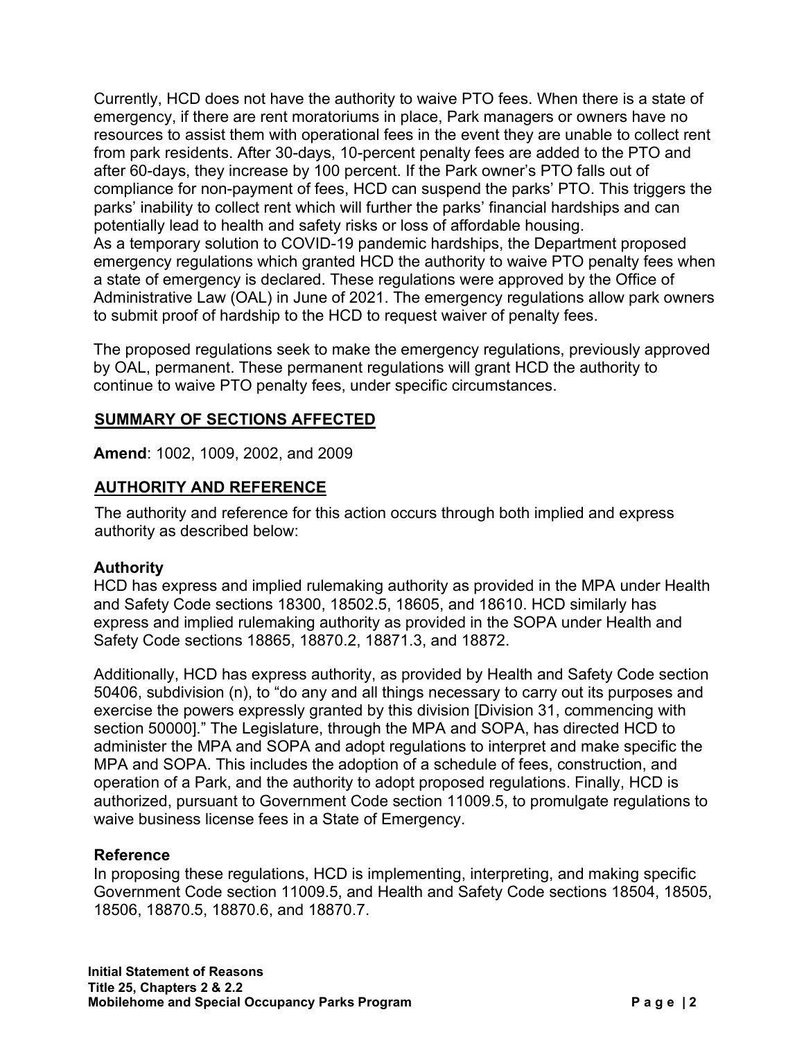Currently, HCD does not have the authority to waive PTO fees. When there is a state of emergency, if there are rent moratoriums in place, Park managers or owners have no resources to assist them with operational fees in the event they are unable to collect rent from park residents. After 30-days, 10-percent penalty fees are added to the PTO and after 60-days, they increase by 100 percent. If the Park owner's PTO falls out of compliance for non-payment of fees, HCD can suspend the parks' PTO. This triggers the parks' inability to collect rent which will further the parks' financial hardships and can potentially lead to health and safety risks or loss of affordable housing.
As a temporary solution to COVID-19 pandemic hardships, the Department proposed emergency regulations which granted HCD the authority to waive PTO penalty fees when a state of emergency is declared. These regulations were approved by the Office of Administrative Law (OAL) in June of 2021. The emergency regulations allow park owners to submit proof of hardship to the HCD to request waiver of penalty fees.

The proposed regulations seek to make the emergency regulations, previously approved by OAL, permanent. These permanent regulations will grant HCD the authority to continue to waive PTO penalty fees, under specific circumstances.

## SUMMARY OF SECTIONS AFFECTED

**Amend**: 1002, 1009, 2002, and 2009

## AUTHORITY AND REFERENCE

The authority and reference for this action occurs through both implied and express authority as described below:

### Authority

HCD has express and implied rulemaking authority as provided in the MPA under Health and Safety Code sections 18300, 18502.5, 18605, and 18610. HCD similarly has express and implied rulemaking authority as provided in the SOPA under Health and Safety Code sections 18865, 18870.2, 18871.3, and 18872.

Additionally, HCD has express authority, as provided by Health and Safety Code section 50406, subdivision (n), to "do any and all things necessary to carry out its purposes and exercise the powers expressly granted by this division [Division 31, commencing with section 50000]." The Legislature, through the MPA and SOPA, has directed HCD to administer the MPA and SOPA and adopt regulations to interpret and make specific the MPA and SOPA. This includes the adoption of a schedule of fees, construction, and operation of a Park, and the authority to adopt proposed regulations. Finally, HCD is authorized, pursuant to Government Code section 11009.5, to promulgate regulations to waive business license fees in a State of Emergency.

### Reference

In proposing these regulations, HCD is implementing, interpreting, and making specific Government Code section 11009.5, and Health and Safety Code sections 18504, 18505, 18506, 18870.5, 18870.6, and 18870.7.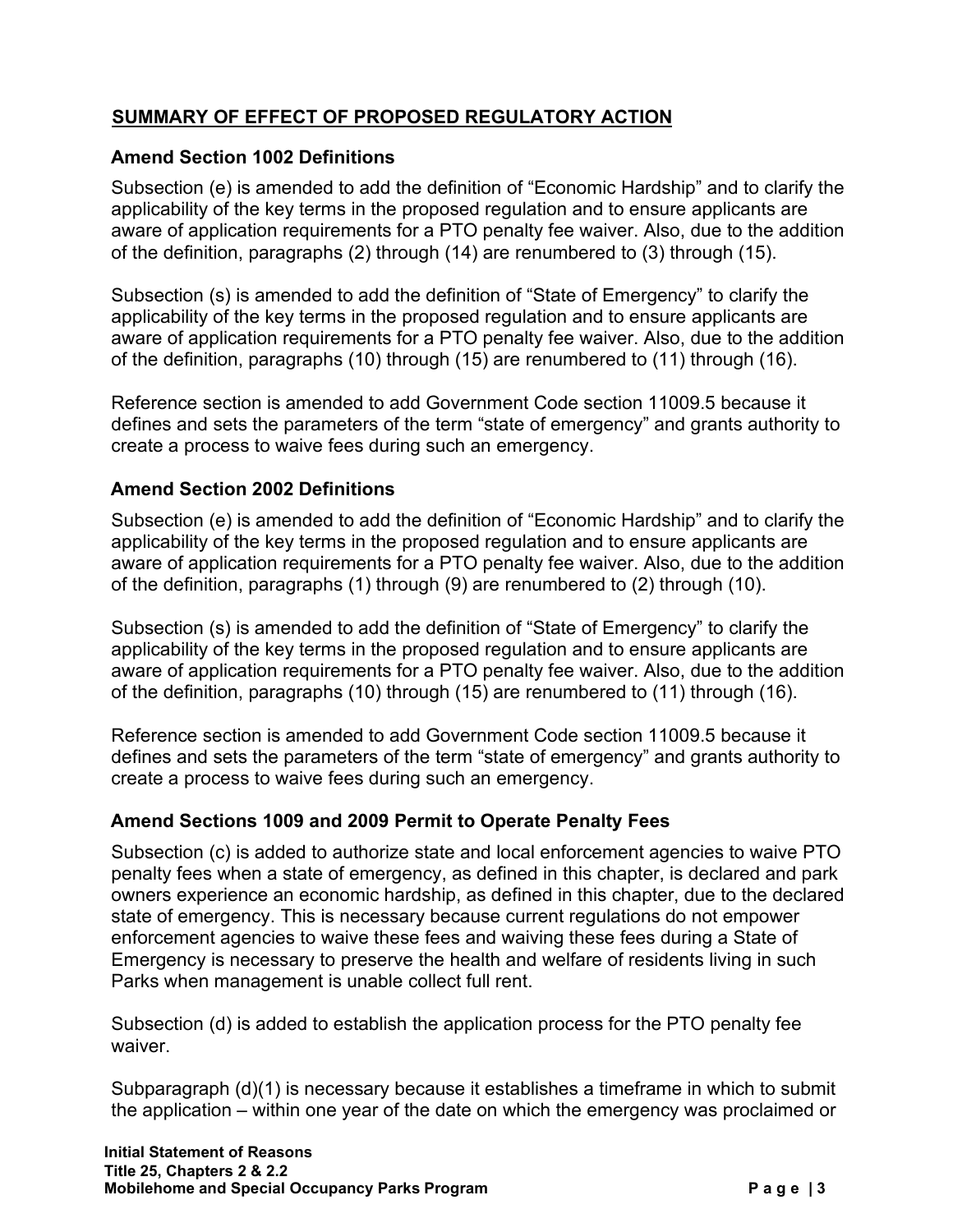## SUMMARY OF EFFECT OF PROPOSED REGULATORY ACTION

### Amend Section 1002 Definitions

Subsection (e) is amended to add the definition of "Economic Hardship" and to clarify the applicability of the key terms in the proposed regulation and to ensure applicants are aware of application requirements for a PTO penalty fee waiver. Also, due to the addition of the definition, paragraphs (2) through (14) are renumbered to (3) through (15).

Subsection (s) is amended to add the definition of "State of Emergency" to clarify the applicability of the key terms in the proposed regulation and to ensure applicants are aware of application requirements for a PTO penalty fee waiver. Also, due to the addition of the definition, paragraphs (10) through (15) are renumbered to (11) through (16).

Reference section is amended to add Government Code section 11009.5 because it defines and sets the parameters of the term "state of emergency" and grants authority to create a process to waive fees during such an emergency.

### Amend Section 2002 Definitions

Subsection (e) is amended to add the definition of "Economic Hardship" and to clarify the applicability of the key terms in the proposed regulation and to ensure applicants are aware of application requirements for a PTO penalty fee waiver. Also, due to the addition of the definition, paragraphs (1) through (9) are renumbered to (2) through (10).

Subsection (s) is amended to add the definition of "State of Emergency" to clarify the applicability of the key terms in the proposed regulation and to ensure applicants are aware of application requirements for a PTO penalty fee waiver. Also, due to the addition of the definition, paragraphs (10) through (15) are renumbered to (11) through (16).

Reference section is amended to add Government Code section 11009.5 because it defines and sets the parameters of the term "state of emergency" and grants authority to create a process to waive fees during such an emergency.

### Amend Sections 1009 and 2009 Permit to Operate Penalty Fees

Subsection (c) is added to authorize state and local enforcement agencies to waive PTO penalty fees when a state of emergency, as defined in this chapter, is declared and park owners experience an economic hardship, as defined in this chapter, due to the declared state of emergency. This is necessary because current regulations do not empower enforcement agencies to waive these fees and waiving these fees during a State of Emergency is necessary to preserve the health and welfare of residents living in such Parks when management is unable collect full rent.

Subsection (d) is added to establish the application process for the PTO penalty fee waiver.

Subparagraph (d)(1) is necessary because it establishes a timeframe in which to submit the application – within one year of the date on which the emergency was proclaimed or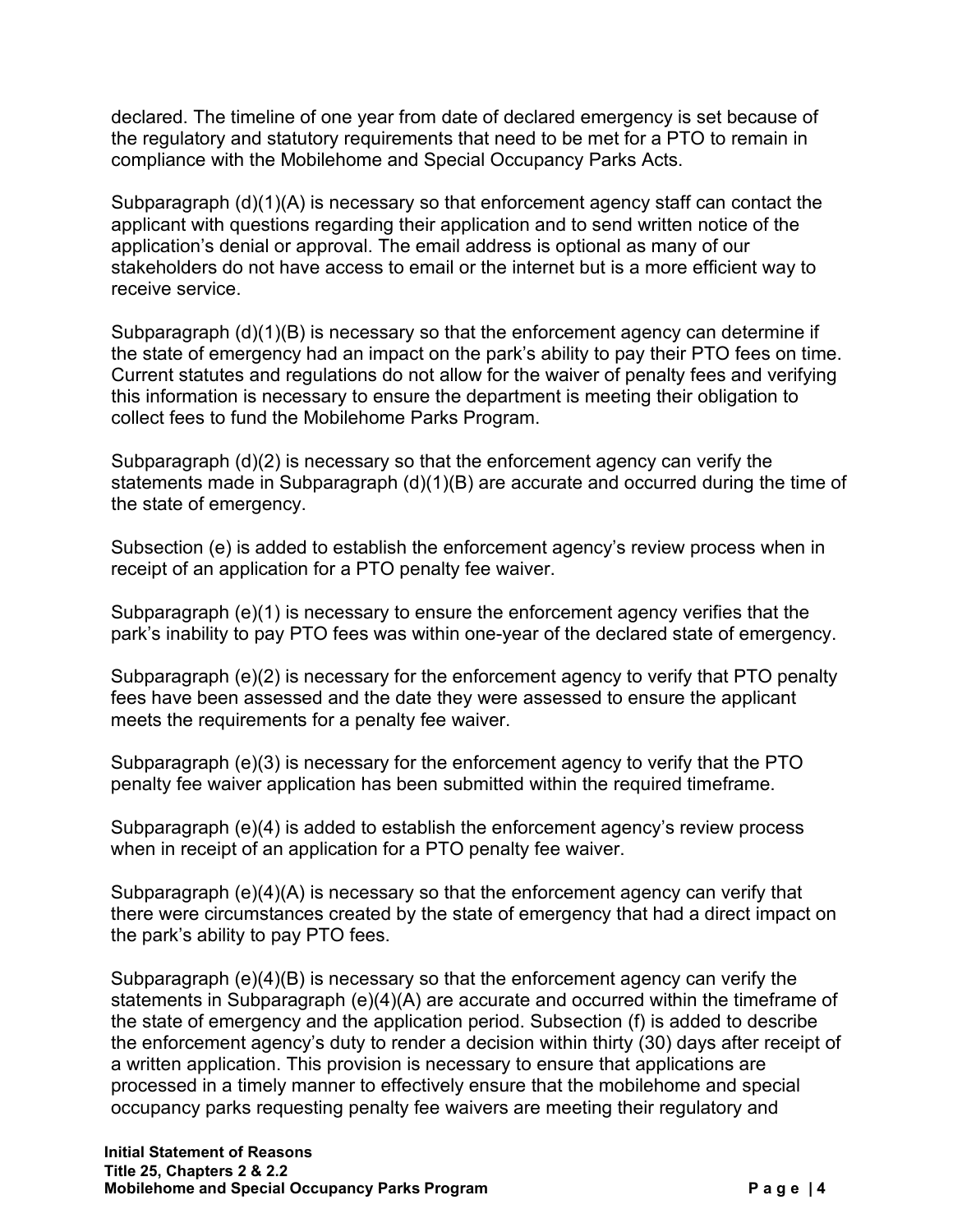declared. The timeline of one year from date of declared emergency is set because of the regulatory and statutory requirements that need to be met for a PTO to remain in compliance with the Mobilehome and Special Occupancy Parks Acts.

Subparagraph (d)(1)(A) is necessary so that enforcement agency staff can contact the applicant with questions regarding their application and to send written notice of the application's denial or approval. The email address is optional as many of our stakeholders do not have access to email or the internet but is a more efficient way to receive service.

Subparagraph (d)(1)(B) is necessary so that the enforcement agency can determine if the state of emergency had an impact on the park's ability to pay their PTO fees on time. Current statutes and regulations do not allow for the waiver of penalty fees and verifying this information is necessary to ensure the department is meeting their obligation to collect fees to fund the Mobilehome Parks Program.

Subparagraph (d)(2) is necessary so that the enforcement agency can verify the statements made in Subparagraph (d)(1)(B) are accurate and occurred during the time of the state of emergency.

Subsection (e) is added to establish the enforcement agency's review process when in receipt of an application for a PTO penalty fee waiver.

Subparagraph (e)(1) is necessary to ensure the enforcement agency verifies that the park's inability to pay PTO fees was within one-year of the declared state of emergency.

Subparagraph (e)(2) is necessary for the enforcement agency to verify that PTO penalty fees have been assessed and the date they were assessed to ensure the applicant meets the requirements for a penalty fee waiver.

Subparagraph (e)(3) is necessary for the enforcement agency to verify that the PTO penalty fee waiver application has been submitted within the required timeframe.

Subparagraph (e)(4) is added to establish the enforcement agency's review process when in receipt of an application for a PTO penalty fee waiver.

Subparagraph (e)(4)(A) is necessary so that the enforcement agency can verify that there were circumstances created by the state of emergency that had a direct impact on the park's ability to pay PTO fees.

Subparagraph (e)(4)(B) is necessary so that the enforcement agency can verify the statements in Subparagraph (e)(4)(A) are accurate and occurred within the timeframe of the state of emergency and the application period. Subsection (f) is added to describe the enforcement agency's duty to render a decision within thirty (30) days after receipt of a written application. This provision is necessary to ensure that applications are processed in a timely manner to effectively ensure that the mobilehome and special occupancy parks requesting penalty fee waivers are meeting their regulatory and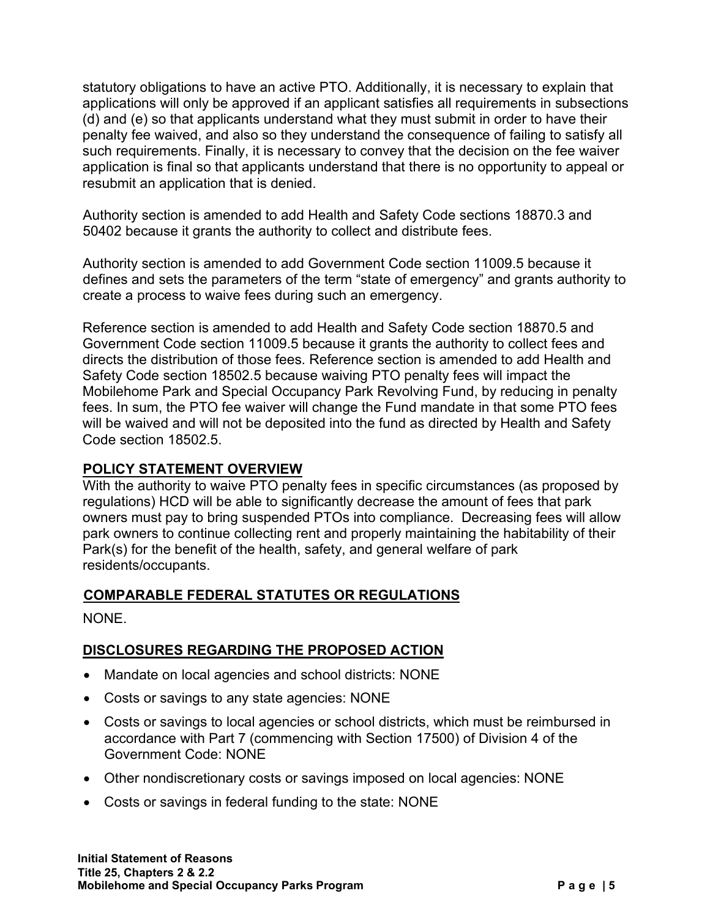statutory obligations to have an active PTO. Additionally, it is necessary to explain that applications will only be approved if an applicant satisfies all requirements in subsections (d) and (e) so that applicants understand what they must submit in order to have their penalty fee waived, and also so they understand the consequence of failing to satisfy all such requirements. Finally, it is necessary to convey that the decision on the fee waiver application is final so that applicants understand that there is no opportunity to appeal or resubmit an application that is denied.

Authority section is amended to add Health and Safety Code sections 18870.3 and 50402 because it grants the authority to collect and distribute fees.

Authority section is amended to add Government Code section 11009.5 because it defines and sets the parameters of the term “state of emergency” and grants authority to create a process to waive fees during such an emergency.

Reference section is amended to add Health and Safety Code section 18870.5 and Government Code section 11009.5 because it grants the authority to collect fees and directs the distribution of those fees. Reference section is amended to add Health and Safety Code section 18502.5 because waiving PTO penalty fees will impact the Mobilehome Park and Special Occupancy Park Revolving Fund, by reducing in penalty fees. In sum, the PTO fee waiver will change the Fund mandate in that some PTO fees will be waived and will not be deposited into the fund as directed by Health and Safety Code section 18502.5.

## POLICY STATEMENT OVERVIEW

With the authority to waive PTO penalty fees in specific circumstances (as proposed by regulations) HCD will be able to significantly decrease the amount of fees that park owners must pay to bring suspended PTOs into compliance. Decreasing fees will allow park owners to continue collecting rent and properly maintaining the habitability of their Park(s) for the benefit of the health, safety, and general welfare of park residents/occupants.

## COMPARABLE FEDERAL STATUTES OR REGULATIONS

NONE.

## DISCLOSURES REGARDING THE PROPOSED ACTION

- Mandate on local agencies and school districts: NONE
- Costs or savings to any state agencies: NONE
- Costs or savings to local agencies or school districts, which must be reimbursed in accordance with Part 7 (commencing with Section 17500) of Division 4 of the Government Code: NONE
- Other nondiscretionary costs or savings imposed on local agencies: NONE
- Costs or savings in federal funding to the state: NONE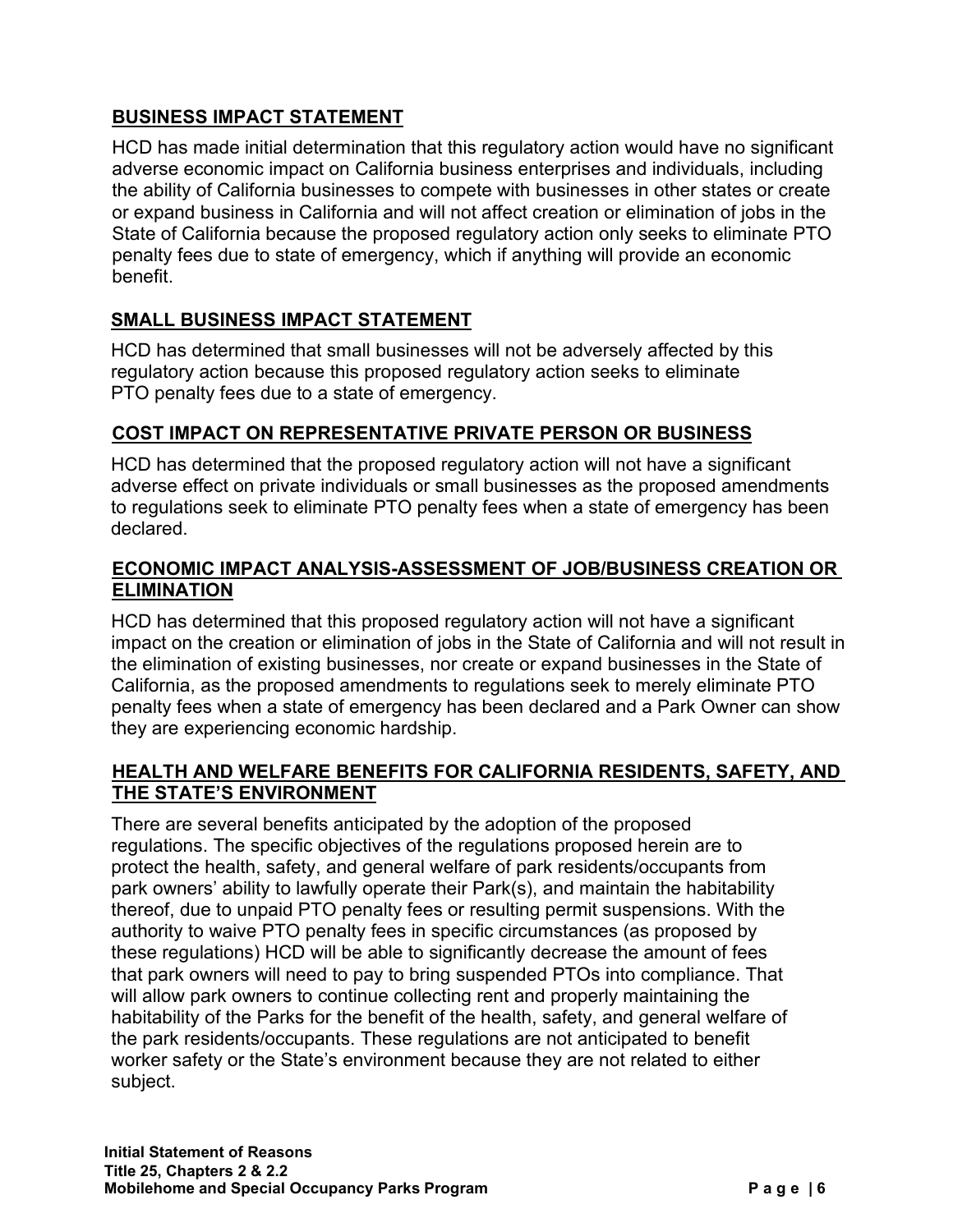## BUSINESS IMPACT STATEMENT

HCD has made initial determination that this regulatory action would have no significant adverse economic impact on California business enterprises and individuals, including the ability of California businesses to compete with businesses in other states or create or expand business in California and will not affect creation or elimination of jobs in the State of California because the proposed regulatory action only seeks to eliminate PTO penalty fees due to state of emergency, which if anything will provide an economic benefit.

## SMALL BUSINESS IMPACT STATEMENT

HCD has determined that small businesses will not be adversely affected by this regulatory action because this proposed regulatory action seeks to eliminate PTO penalty fees due to a state of emergency.

## COST IMPACT ON REPRESENTATIVE PRIVATE PERSON OR BUSINESS

HCD has determined that the proposed regulatory action will not have a significant adverse effect on private individuals or small businesses as the proposed amendments to regulations seek to eliminate PTO penalty fees when a state of emergency has been declared.

## ECONOMIC IMPACT ANALYSIS-ASSESSMENT OF JOB/BUSINESS CREATION OR ELIMINATION

HCD has determined that this proposed regulatory action will not have a significant impact on the creation or elimination of jobs in the State of California and will not result in the elimination of existing businesses, nor create or expand businesses in the State of California, as the proposed amendments to regulations seek to merely eliminate PTO penalty fees when a state of emergency has been declared and a Park Owner can show they are experiencing economic hardship.

## HEALTH AND WELFARE BENEFITS FOR CALIFORNIA RESIDENTS, SAFETY, AND THE STATE'S ENVIRONMENT

There are several benefits anticipated by the adoption of the proposed regulations. The specific objectives of the regulations proposed herein are to protect the health, safety, and general welfare of park residents/occupants from park owners' ability to lawfully operate their Park(s), and maintain the habitability thereof, due to unpaid PTO penalty fees or resulting permit suspensions. With the authority to waive PTO penalty fees in specific circumstances (as proposed by these regulations) HCD will be able to significantly decrease the amount of fees that park owners will need to pay to bring suspended PTOs into compliance. That will allow park owners to continue collecting rent and properly maintaining the habitability of the Parks for the benefit of the health, safety, and general welfare of the park residents/occupants. These regulations are not anticipated to benefit worker safety or the State's environment because they are not related to either subject.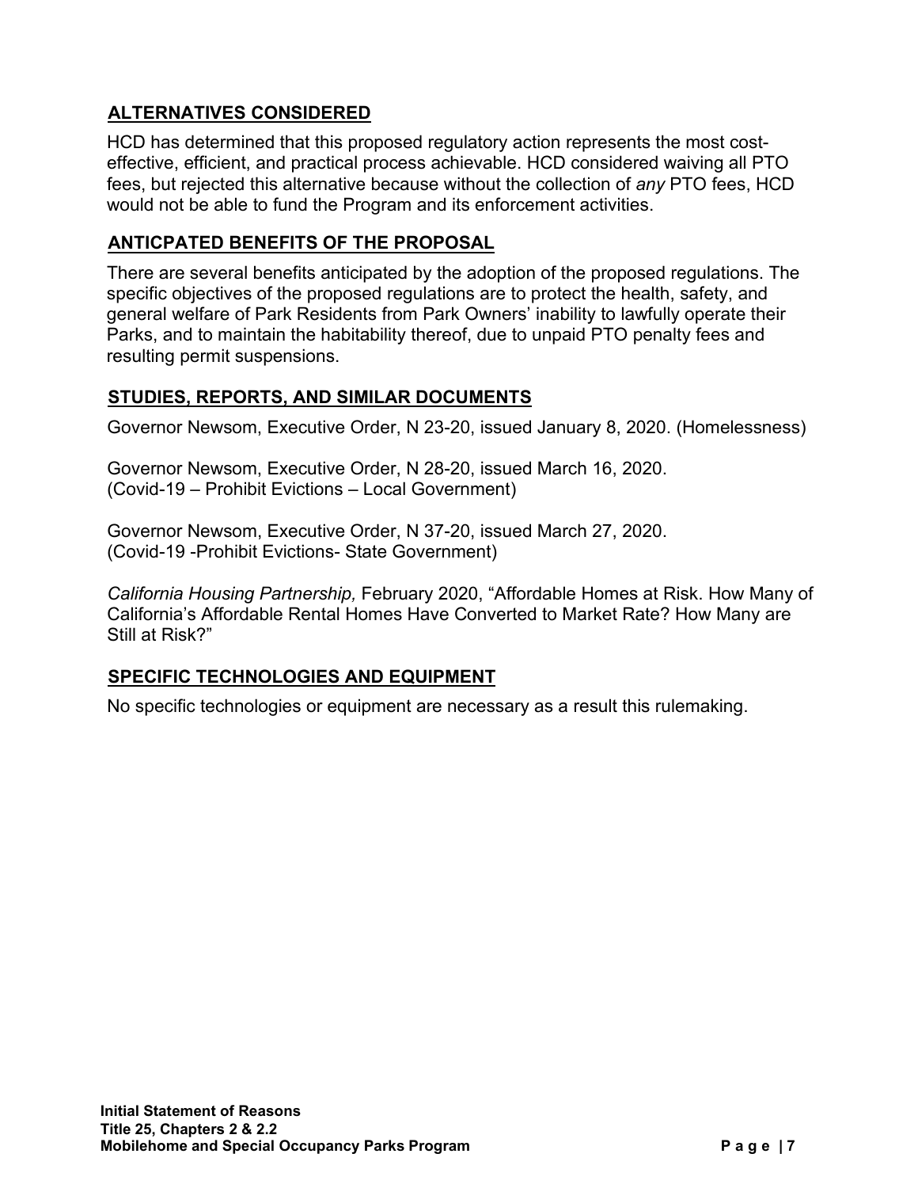## ALTERNATIVES CONSIDERED

HCD has determined that this proposed regulatory action represents the most cost-effective, efficient, and practical process achievable. HCD considered waiving all PTO fees, but rejected this alternative because without the collection of *any* PTO fees, HCD would not be able to fund the Program and its enforcement activities.

## ANTICPATED BENEFITS OF THE PROPOSAL

There are several benefits anticipated by the adoption of the proposed regulations. The specific objectives of the proposed regulations are to protect the health, safety, and general welfare of Park Residents from Park Owners' inability to lawfully operate their Parks, and to maintain the habitability thereof, due to unpaid PTO penalty fees and resulting permit suspensions.

## STUDIES, REPORTS, AND SIMILAR DOCUMENTS

Governor Newsom, Executive Order, N 23-20, issued January 8, 2020. (Homelessness)

Governor Newsom, Executive Order, N 28-20, issued March 16, 2020. (Covid-19 – Prohibit Evictions – Local Government)

Governor Newsom, Executive Order, N 37-20, issued March 27, 2020. (Covid-19 -Prohibit Evictions- State Government)

*California Housing Partnership,* February 2020, "Affordable Homes at Risk. How Many of California's Affordable Rental Homes Have Converted to Market Rate? How Many are Still at Risk?"

## SPECIFIC TECHNOLOGIES AND EQUIPMENT

No specific technologies or equipment are necessary as a result this rulemaking.